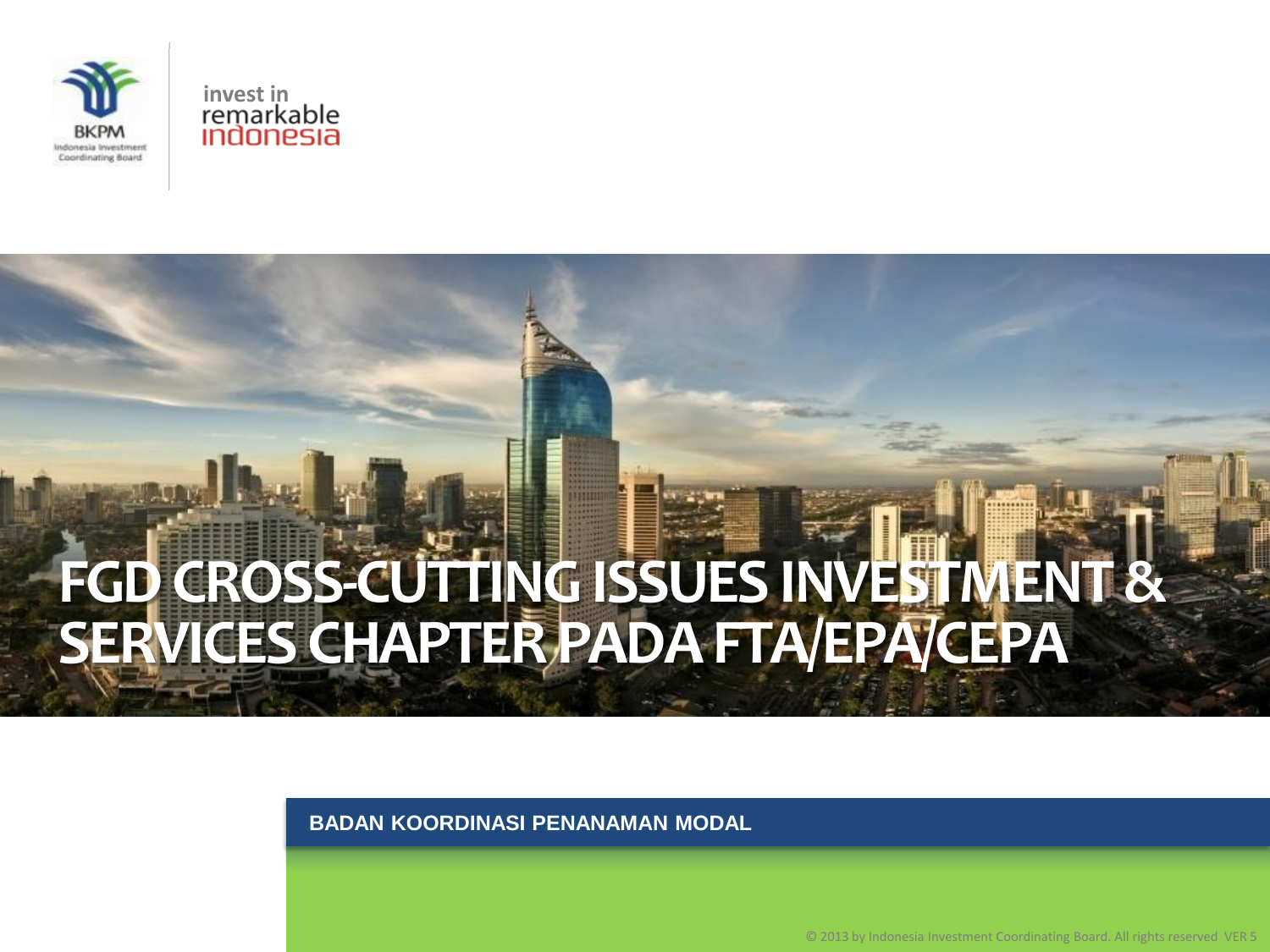BKPM

Indonesia Investment Coordinating Board

invest in remarkable indonesia

# FGD CROSS-CUTTING ISSUES INVESTMENT & SERVICES CHAPTER PADA FTA/EPA/CEPA

**BADAN KOORDINASI PENANAMAN MODAL**

© 2013 by Indonesia Investment Coordinating Board. All rights reserved VER 5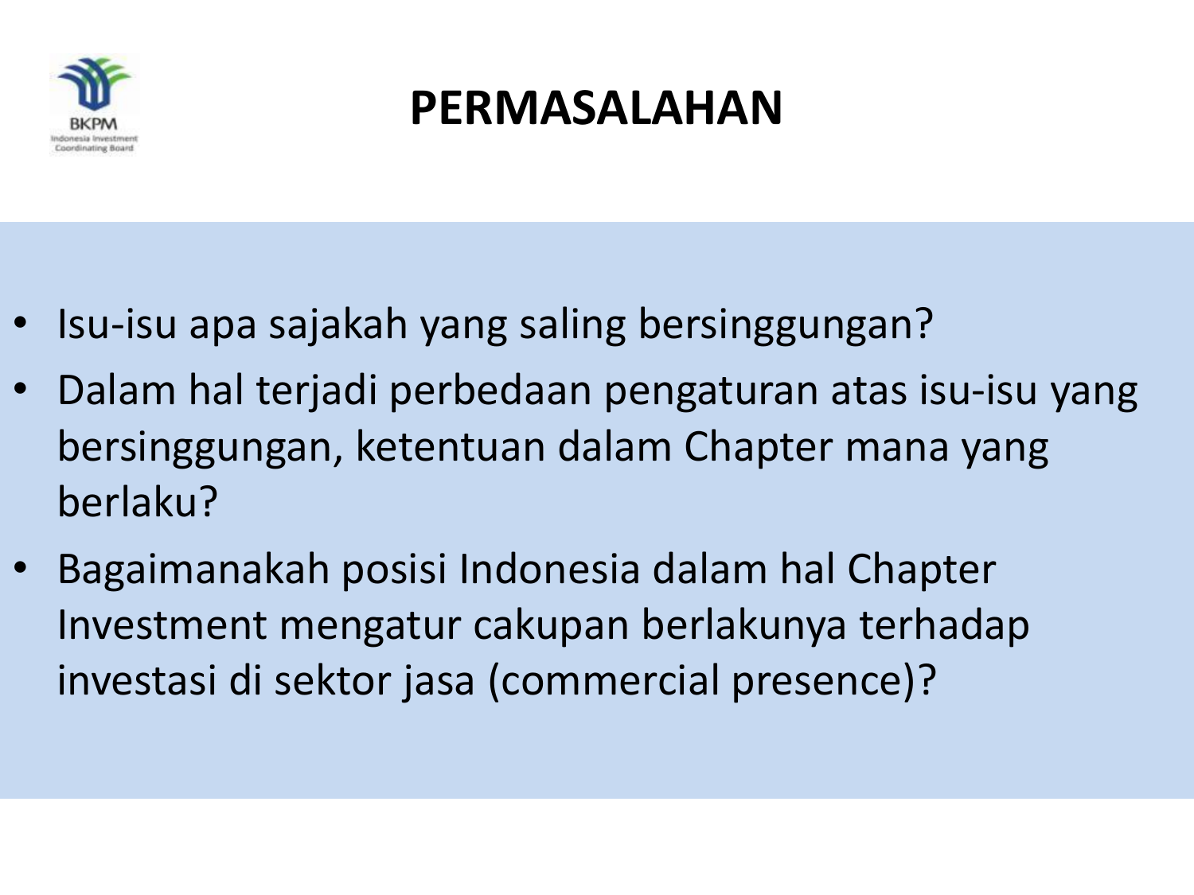# PERMASALAHAN

- Isu-isu apa sajakah yang saling bersinggungan?
- Dalam hal terjadi perbedaan pengaturan atas isu-isu yang bersinggungan, ketentuan dalam Chapter mana yang berlaku?
- Bagaimanakah posisi Indonesia dalam hal Chapter Investment mengatur cakupan berlakunya terhadap investasi di sektor jasa (commercial presence)?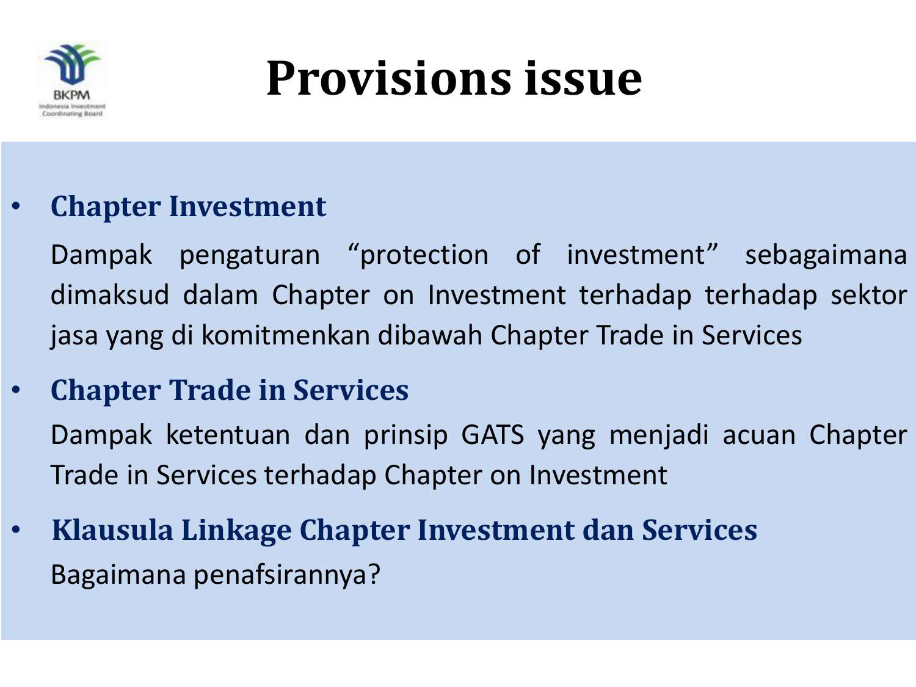# Provisions issue

- **Chapter Investment**

  Dampak pengaturan "protection of investment" sebagaimana dimaksud dalam Chapter on Investment terhadap terhadap sektor jasa yang di komitmenkan dibawah Chapter Trade in Services

- **Chapter Trade in Services**

  Dampak ketentuan dan prinsip GATS yang menjadi acuan Chapter Trade in Services terhadap Chapter on Investment

- **Klausula Linkage Chapter Investment dan Services**

  Bagaimana penafsirannya?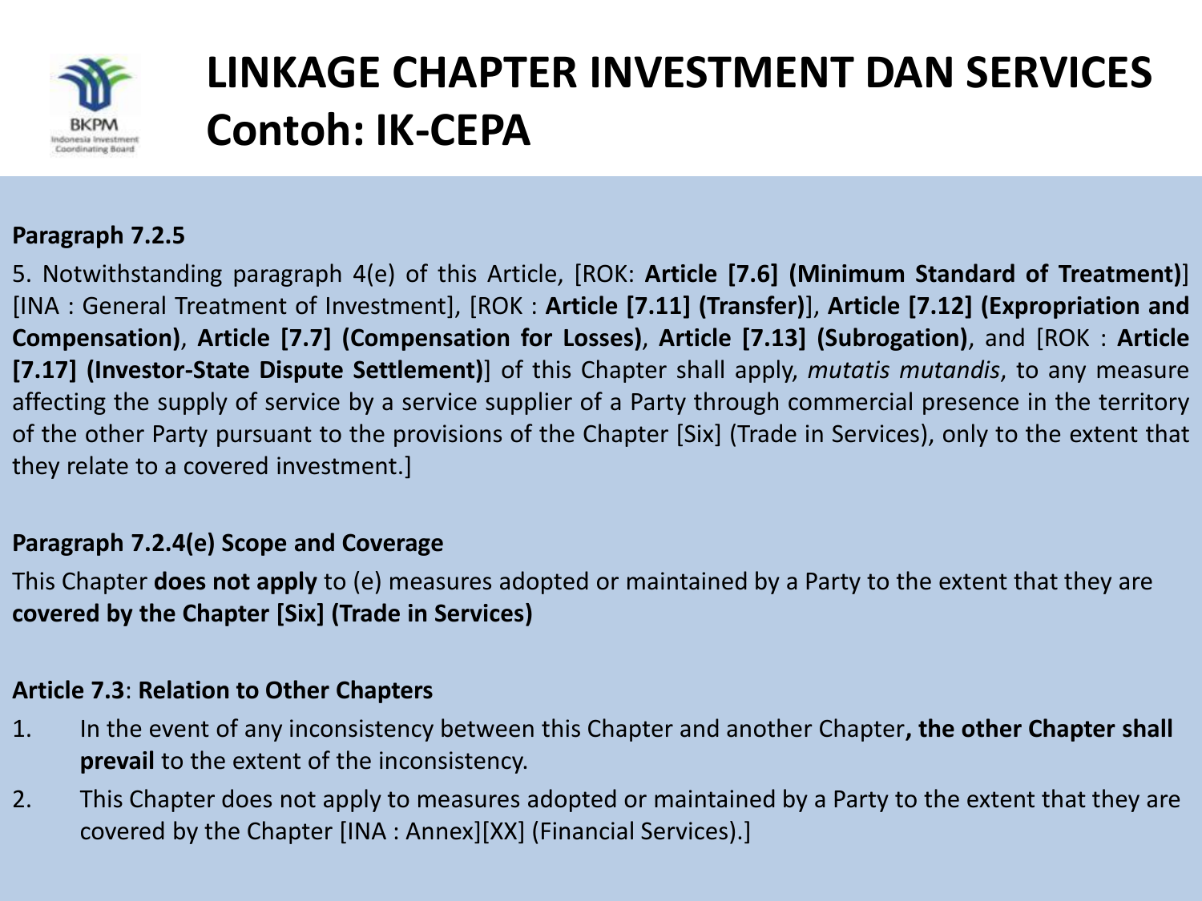# LINKAGE CHAPTER INVESTMENT DAN SERVICES Contoh: IK-CEPA

**Paragraph 7.2.5**

5. Notwithstanding paragraph 4(e) of this Article, [ROK: **Article [7.6] (Minimum Standard of Treatment)**] [INA : General Treatment of Investment], [ROK : **Article [7.11] (Transfer)**], **Article [7.12] (Expropriation and Compensation)**, **Article [7.7] (Compensation for Losses)**, **Article [7.13] (Subrogation)**, and [ROK : **Article [7.17] (Investor-State Dispute Settlement)**] of this Chapter shall apply, *mutatis mutandis*, to any measure affecting the supply of service by a service supplier of a Party through commercial presence in the territory of the other Party pursuant to the provisions of the Chapter [Six] (Trade in Services), only to the extent that they relate to a covered investment.]

**Paragraph 7.2.4(e) Scope and Coverage**

This Chapter **does not apply** to (e) measures adopted or maintained by a Party to the extent that they are **covered by the Chapter [Six] (Trade in Services)**

**Article 7.3**: **Relation to Other Chapters**

1. In the event of any inconsistency between this Chapter and another Chapter**, the other Chapter shall prevail** to the extent of the inconsistency.
2. This Chapter does not apply to measures adopted or maintained by a Party to the extent that they are covered by the Chapter [INA : Annex][XX] (Financial Services).]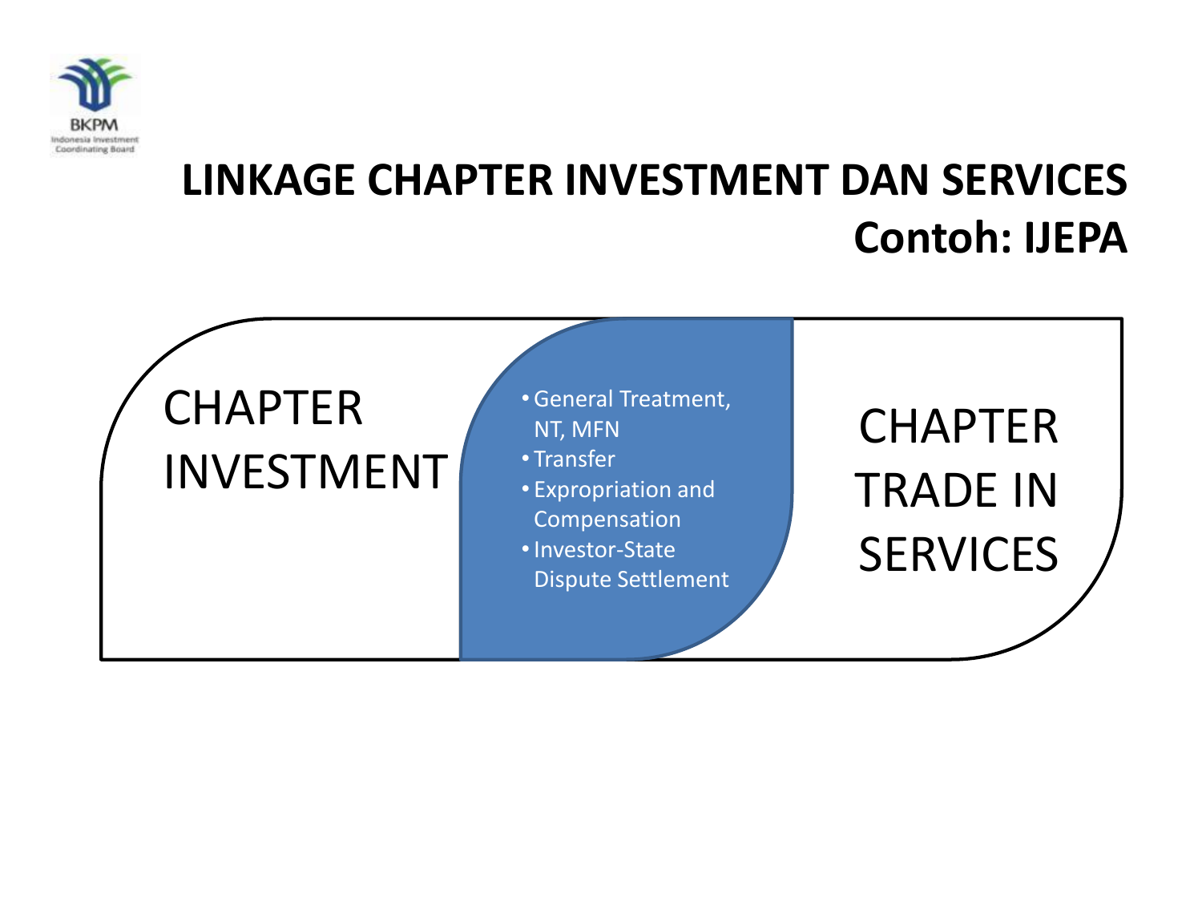# LINKAGE CHAPTER INVESTMENT DAN SERVICES

## Contoh: IJEPA

CHAPTER INVESTMENT

- General Treatment, NT, MFN
- Transfer
- Expropriation and Compensation
- Investor-State Dispute Settlement

CHAPTER TRADE IN SERVICES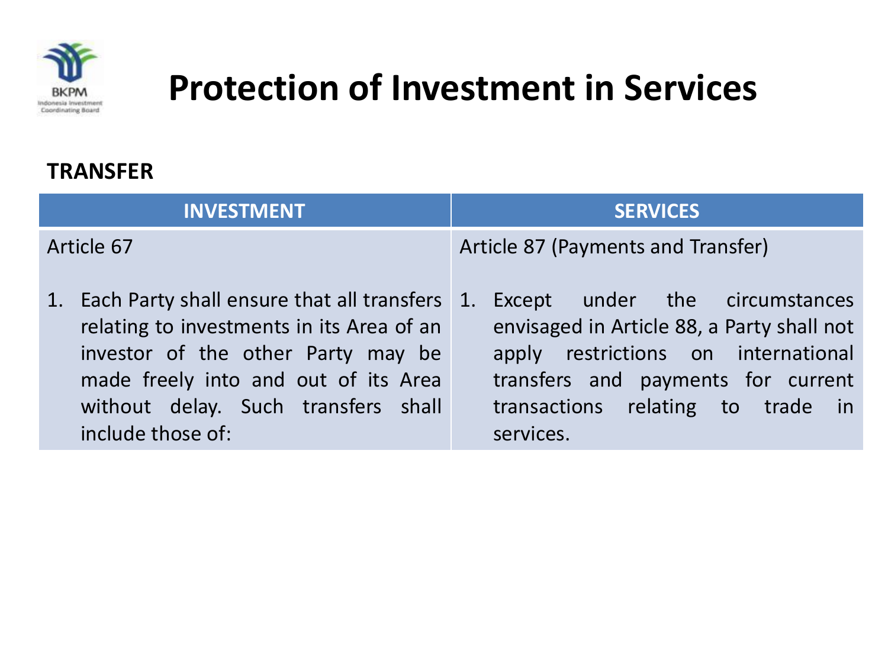# Protection of Investment in Services

**TRANSFER**

| INVESTMENT | SERVICES |
|---|---|
| Article 67 | Article 87 (Payments and Transfer) |
| 1. Each Party shall ensure that all transfers relating to investments in its Area of an investor of the other Party may be made freely into and out of its Area without delay. Such transfers shall include those of: | 1. Except under the circumstances envisaged in Article 88, a Party shall not apply restrictions on international transfers and payments for current transactions relating to trade in services. |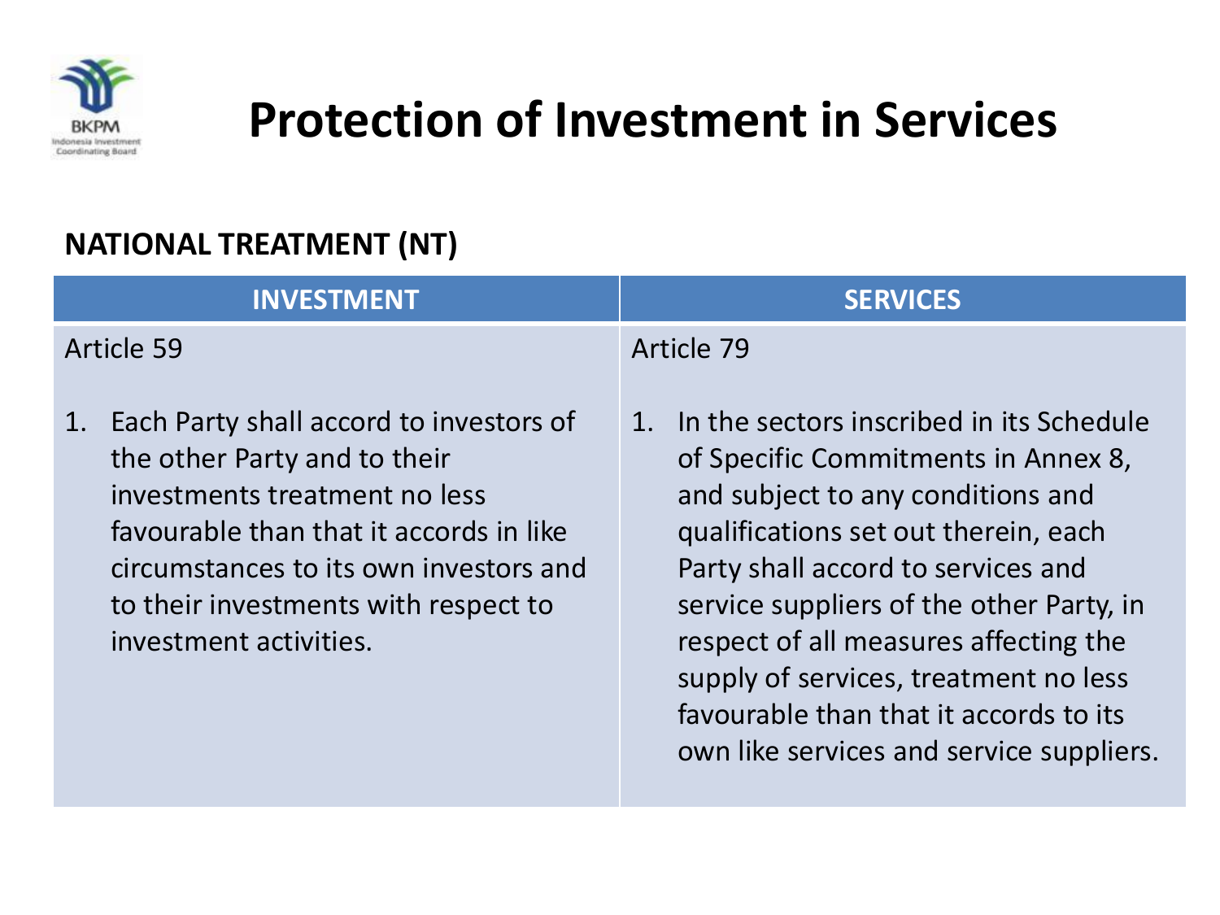# Protection of Investment in Services

## NATIONAL TREATMENT (NT)

| INVESTMENT | SERVICES |
|---|---|
| Article 59<br><br>1. Each Party shall accord to investors of the other Party and to their investments treatment no less favourable than that it accords in like circumstances to its own investors and to their investments with respect to investment activities. | Article 79<br><br>1. In the sectors inscribed in its Schedule of Specific Commitments in Annex 8, and subject to any conditions and qualifications set out therein, each Party shall accord to services and service suppliers of the other Party, in respect of all measures affecting the supply of services, treatment no less favourable than that it accords to its own like services and service suppliers. |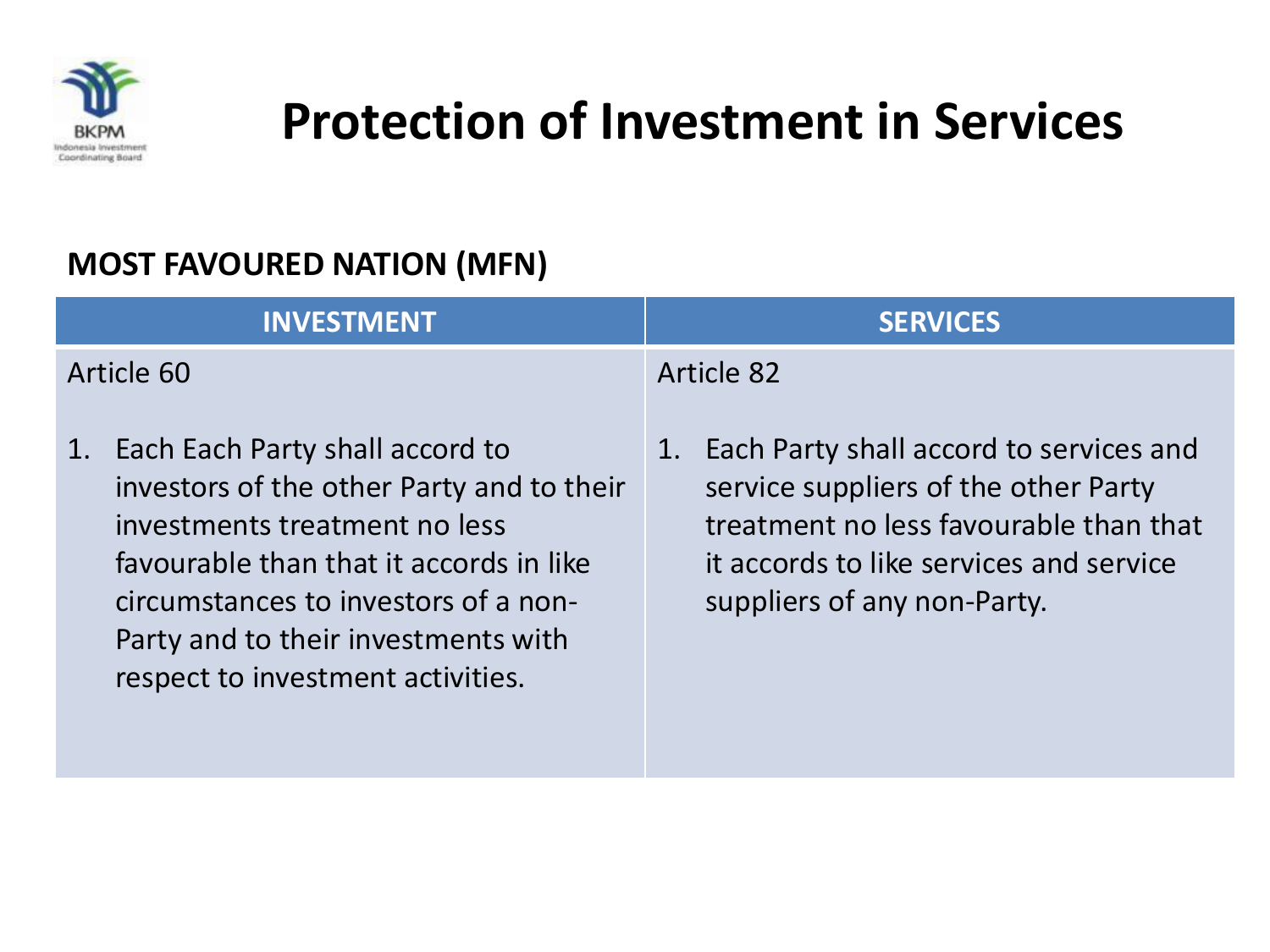# Protection of Investment in Services

**MOST FAVOURED NATION (MFN)**

| INVESTMENT | SERVICES |
|---|---|
| Article 60<br><br>1. Each Each Party shall accord to investors of the other Party and to their investments treatment no less favourable than that it accords in like circumstances to investors of a non-Party and to their investments with respect to investment activities. | Article 82<br><br>1. Each Party shall accord to services and service suppliers of the other Party treatment no less favourable than that it accords to like services and service suppliers of any non-Party. |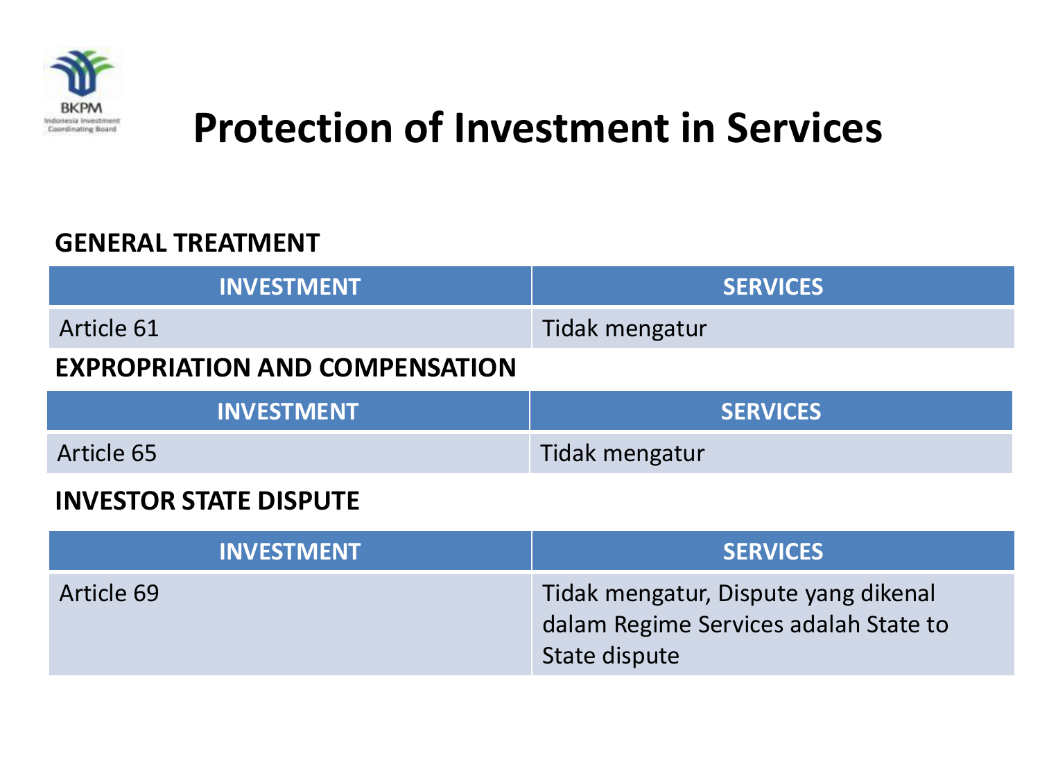# Protection of Investment in Services

**GENERAL TREATMENT**

| INVESTMENT | SERVICES |
| --- | --- |
| Article 61 | Tidak mengatur |

**EXPROPRIATION AND COMPENSATION**

| INVESTMENT | SERVICES |
| --- | --- |
| Article 65 | Tidak mengatur |

**INVESTOR STATE DISPUTE**

| INVESTMENT | SERVICES |
| --- | --- |
| Article 69 | Tidak mengatur, Dispute yang dikenal dalam Regime Services adalah State to State dispute |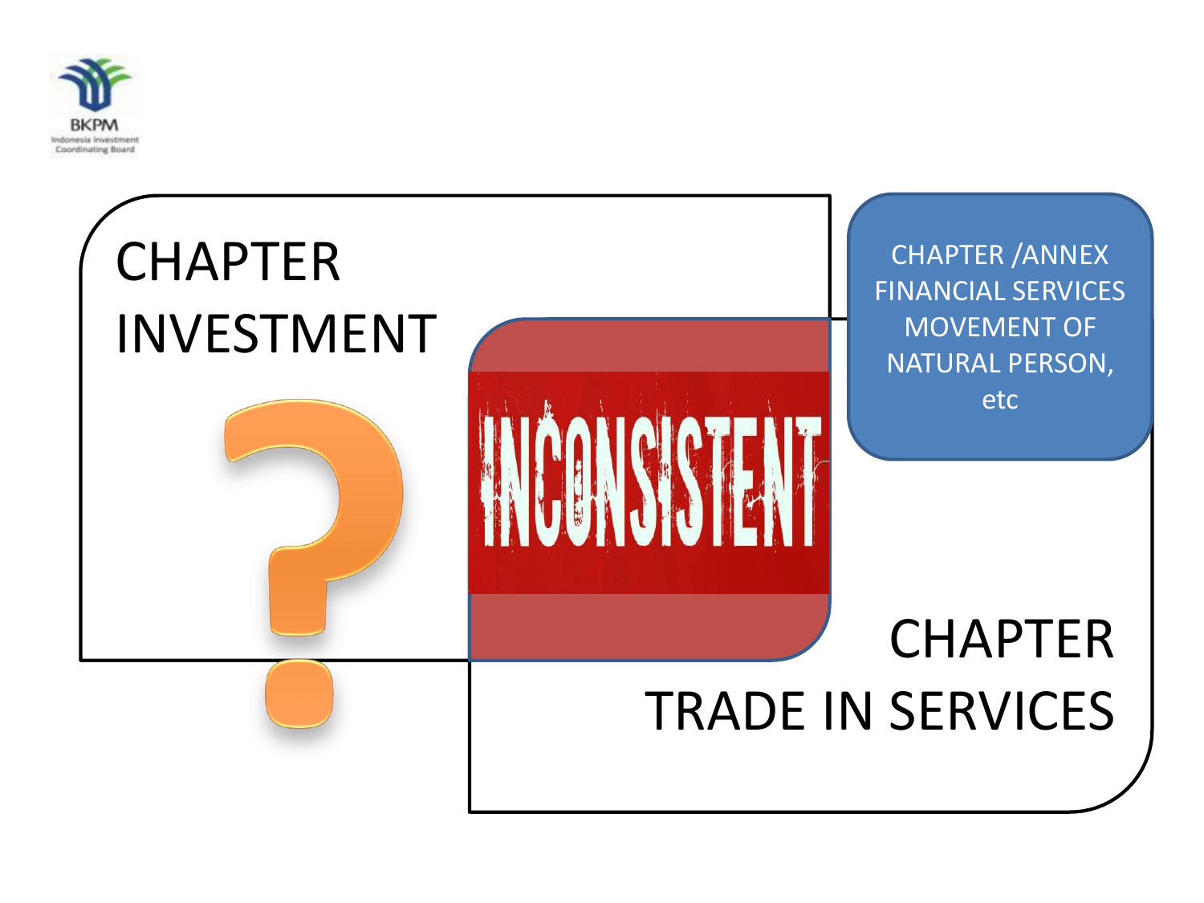CHAPTER INVESTMENT

?

INCONSISTENT

CHAPTER /ANNEX FINANCIAL SERVICES MOVEMENT OF NATURAL PERSON, etc

CHAPTER TRADE IN SERVICES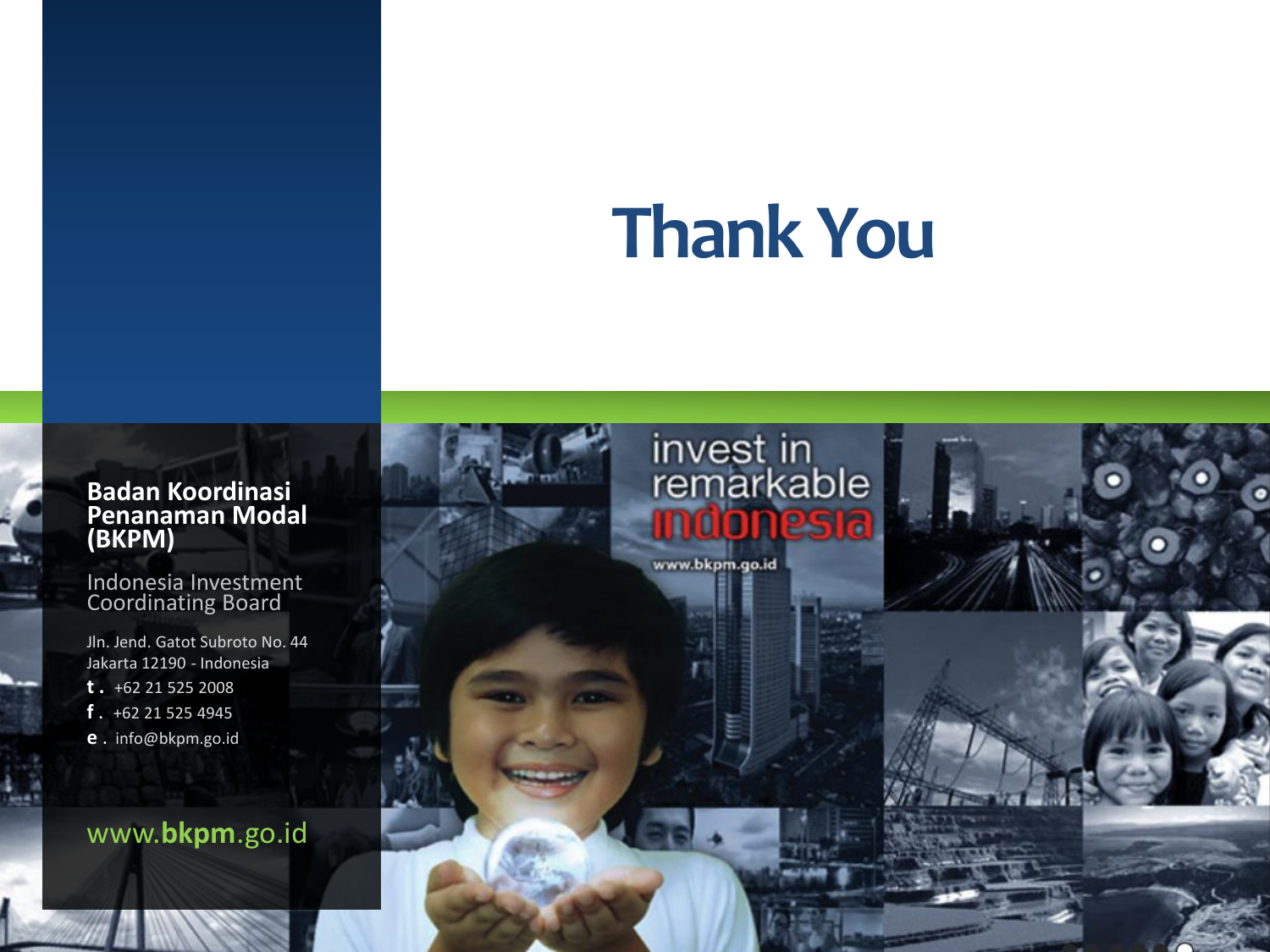# Thank You

**Badan Koordinasi Penanaman Modal (BKPM)**

Indonesia Investment Coordinating Board

Jln. Jend. Gatot Subroto No. 44
Jakarta 12190 - Indonesia

**t .** +62 21 525 2008

**f .** +62 21 525 4945

**e .** info@bkpm.go.id

www.**bkpm**.go.id